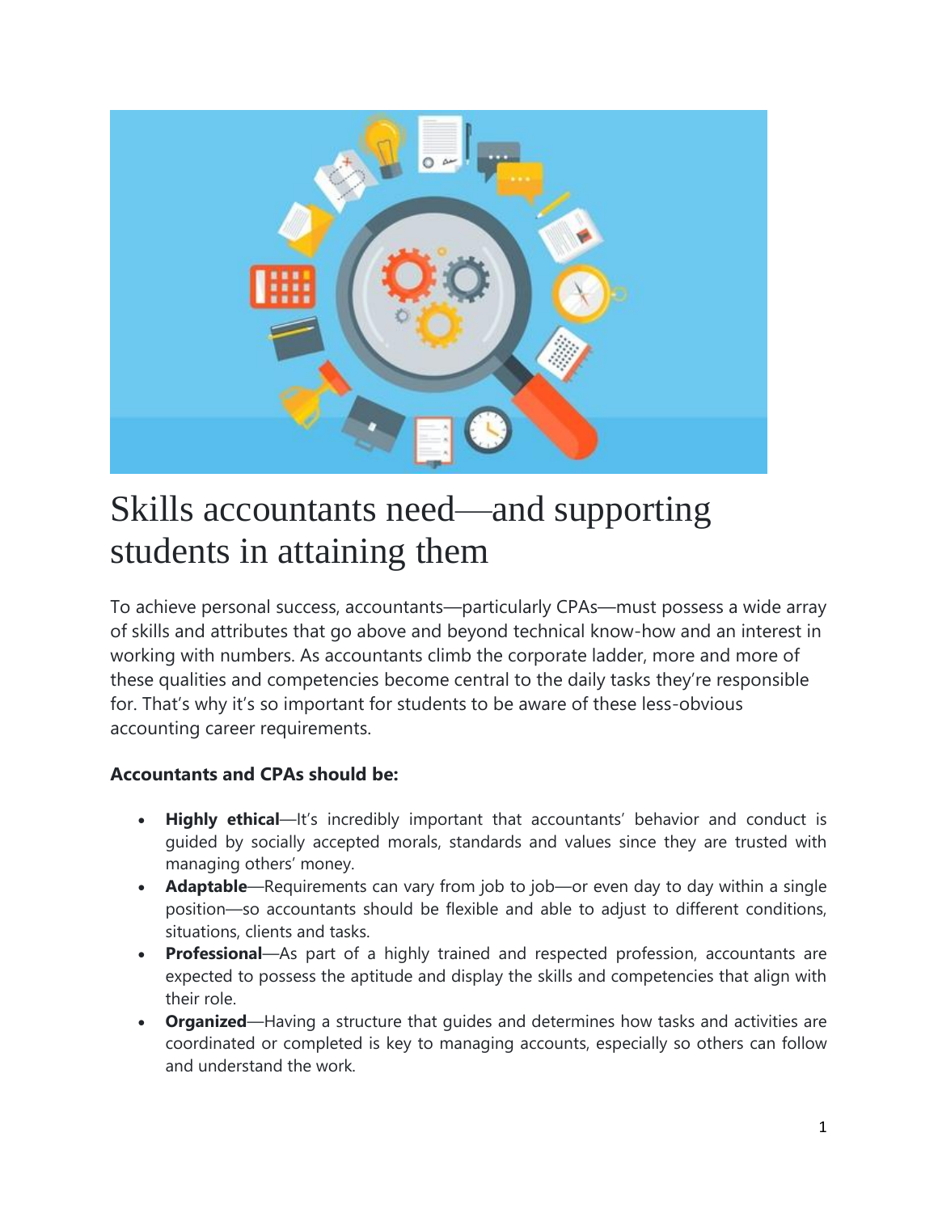# Skills accountants need—and supporting students in attaining them

To achieve personal success, accountants—particularly CPAs—must possess a wide array of skills and attributes that go above and beyond technical know-how and an interest in working with numbers. As accountants climb the corporate ladder, more and more of these qualities and competencies become central to the daily tasks they're responsible for. That's why it's so important for students to be aware of these less-obvious accounting career requirements.

**Accountants and CPAs should be:**

- **Highly ethical**—It's incredibly important that accountants' behavior and conduct is guided by socially accepted morals, standards and values since they are trusted with managing others' money.
- **Adaptable**—Requirements can vary from job to job—or even day to day within a single position—so accountants should be flexible and able to adjust to different conditions, situations, clients and tasks.
- **Professional**—As part of a highly trained and respected profession, accountants are expected to possess the aptitude and display the skills and competencies that align with their role.
- **Organized**—Having a structure that guides and determines how tasks and activities are coordinated or completed is key to managing accounts, especially so others can follow and understand the work.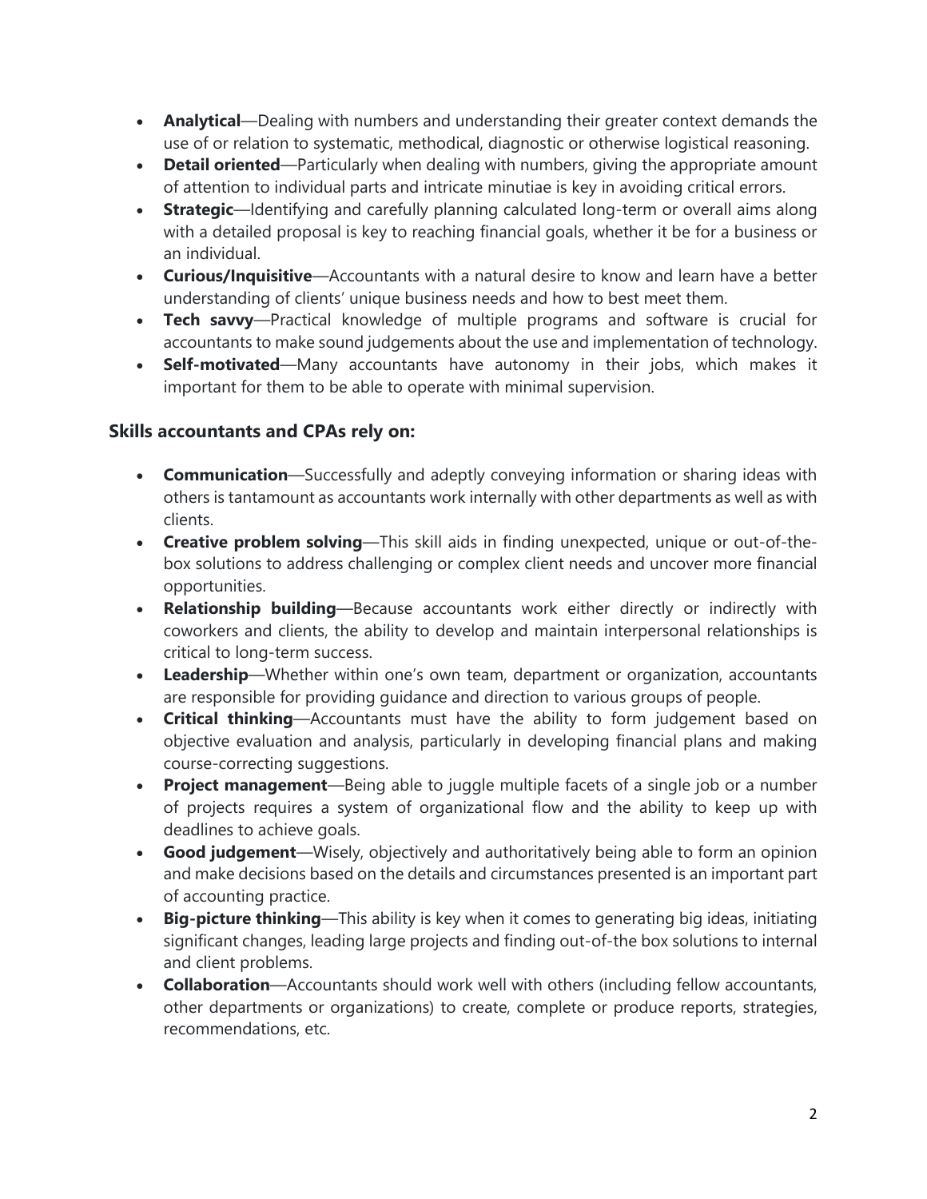- **Analytical**—Dealing with numbers and understanding their greater context demands the use of or relation to systematic, methodical, diagnostic or otherwise logistical reasoning.
- **Detail oriented**—Particularly when dealing with numbers, giving the appropriate amount of attention to individual parts and intricate minutiae is key in avoiding critical errors.
- **Strategic**—Identifying and carefully planning calculated long-term or overall aims along with a detailed proposal is key to reaching financial goals, whether it be for a business or an individual.
- **Curious/Inquisitive**—Accountants with a natural desire to know and learn have a better understanding of clients' unique business needs and how to best meet them.
- **Tech savvy**—Practical knowledge of multiple programs and software is crucial for accountants to make sound judgements about the use and implementation of technology.
- **Self-motivated**—Many accountants have autonomy in their jobs, which makes it important for them to be able to operate with minimal supervision.

### Skills accountants and CPAs rely on:

- **Communication**—Successfully and adeptly conveying information or sharing ideas with others is tantamount as accountants work internally with other departments as well as with clients.
- **Creative problem solving**—This skill aids in finding unexpected, unique or out-of-the-box solutions to address challenging or complex client needs and uncover more financial opportunities.
- **Relationship building**—Because accountants work either directly or indirectly with coworkers and clients, the ability to develop and maintain interpersonal relationships is critical to long-term success.
- **Leadership**—Whether within one's own team, department or organization, accountants are responsible for providing guidance and direction to various groups of people.
- **Critical thinking**—Accountants must have the ability to form judgement based on objective evaluation and analysis, particularly in developing financial plans and making course-correcting suggestions.
- **Project management**—Being able to juggle multiple facets of a single job or a number of projects requires a system of organizational flow and the ability to keep up with deadlines to achieve goals.
- **Good judgement**—Wisely, objectively and authoritatively being able to form an opinion and make decisions based on the details and circumstances presented is an important part of accounting practice.
- **Big-picture thinking**—This ability is key when it comes to generating big ideas, initiating significant changes, leading large projects and finding out-of-the box solutions to internal and client problems.
- **Collaboration**—Accountants should work well with others (including fellow accountants, other departments or organizations) to create, complete or produce reports, strategies, recommendations, etc.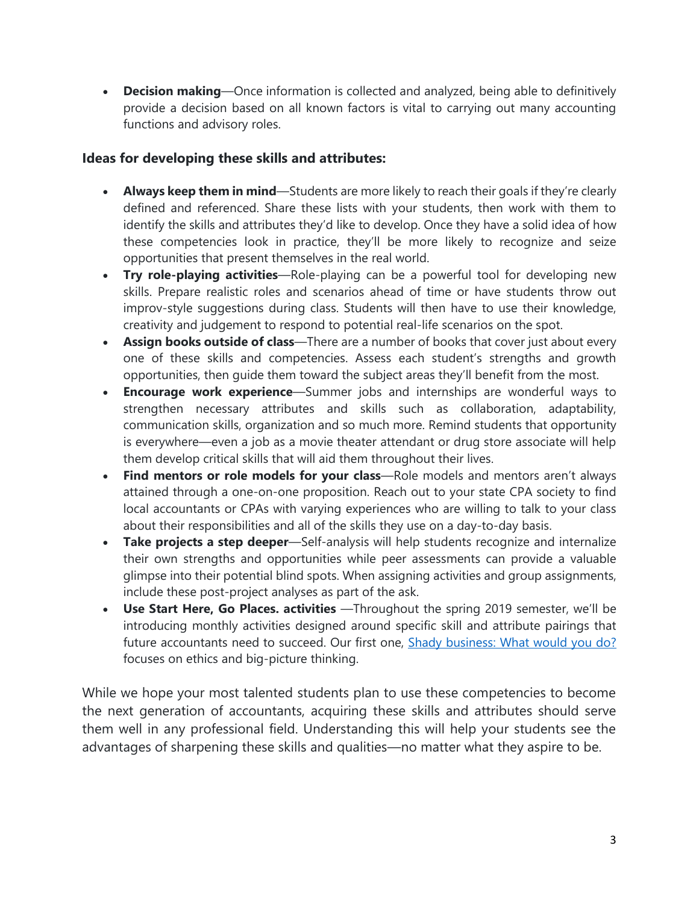- **Decision making**—Once information is collected and analyzed, being able to definitively provide a decision based on all known factors is vital to carrying out many accounting functions and advisory roles.

### Ideas for developing these skills and attributes:

- **Always keep them in mind**—Students are more likely to reach their goals if they're clearly defined and referenced. Share these lists with your students, then work with them to identify the skills and attributes they'd like to develop. Once they have a solid idea of how these competencies look in practice, they'll be more likely to recognize and seize opportunities that present themselves in the real world.
- **Try role-playing activities**—Role-playing can be a powerful tool for developing new skills. Prepare realistic roles and scenarios ahead of time or have students throw out improv-style suggestions during class. Students will then have to use their knowledge, creativity and judgement to respond to potential real-life scenarios on the spot.
- **Assign books outside of class**—There are a number of books that cover just about every one of these skills and competencies. Assess each student's strengths and growth opportunities, then guide them toward the subject areas they'll benefit from the most.
- **Encourage work experience**—Summer jobs and internships are wonderful ways to strengthen necessary attributes and skills such as collaboration, adaptability, communication skills, organization and so much more. Remind students that opportunity is everywhere—even a job as a movie theater attendant or drug store associate will help them develop critical skills that will aid them throughout their lives.
- **Find mentors or role models for your class**—Role models and mentors aren't always attained through a one-on-one proposition. Reach out to your state CPA society to find local accountants or CPAs with varying experiences who are willing to talk to your class about their responsibilities and all of the skills they use on a day-to-day basis.
- **Take projects a step deeper**—Self-analysis will help students recognize and internalize their own strengths and opportunities while peer assessments can provide a valuable glimpse into their potential blind spots. When assigning activities and group assignments, include these post-project analyses as part of the ask.
- **Use Start Here, Go Places. activities** —Throughout the spring 2019 semester, we'll be introducing monthly activities designed around specific skill and attribute pairings that future accountants need to succeed. Our first one, Shady business: What would you do? focuses on ethics and big-picture thinking.

While we hope your most talented students plan to use these competencies to become the next generation of accountants, acquiring these skills and attributes should serve them well in any professional field. Understanding this will help your students see the advantages of sharpening these skills and qualities—no matter what they aspire to be.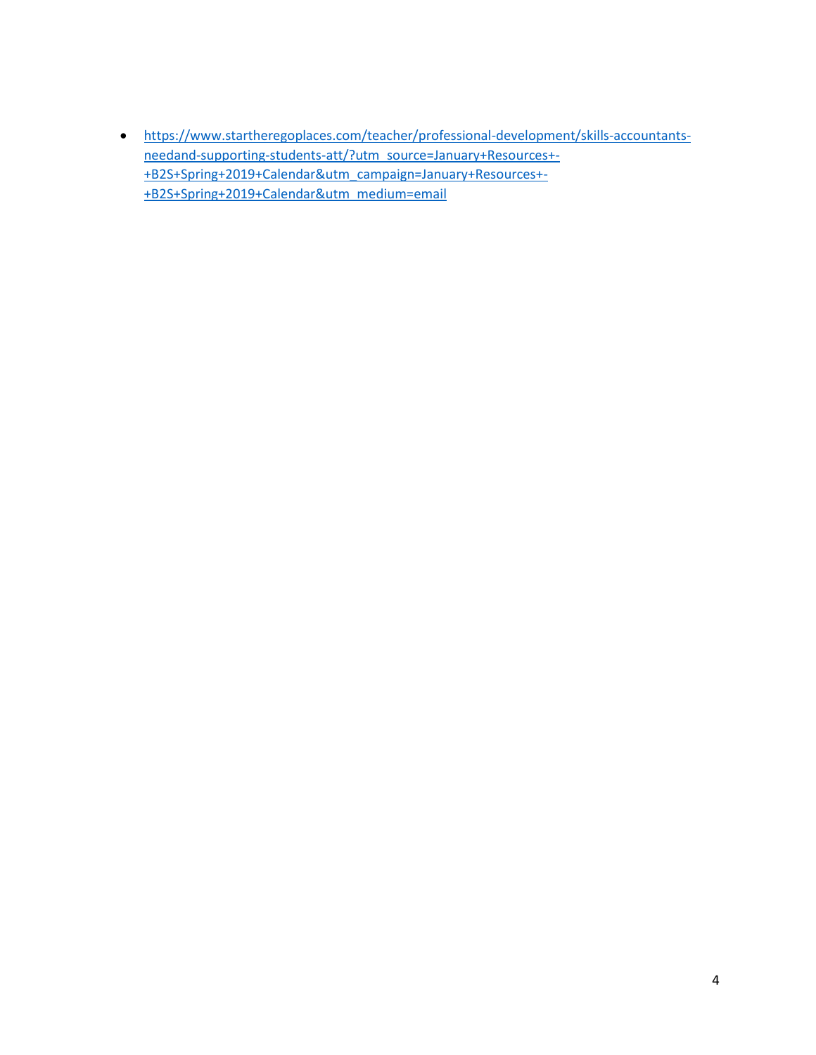- https://www.startheregoplaces.com/teacher/professional-development/skills-accountants-needand-supporting-students-att/?utm_source=January+Resources+-+B2S+Spring+2019+Calendar&utm_campaign=January+Resources+-+B2S+Spring+2019+Calendar&utm_medium=email